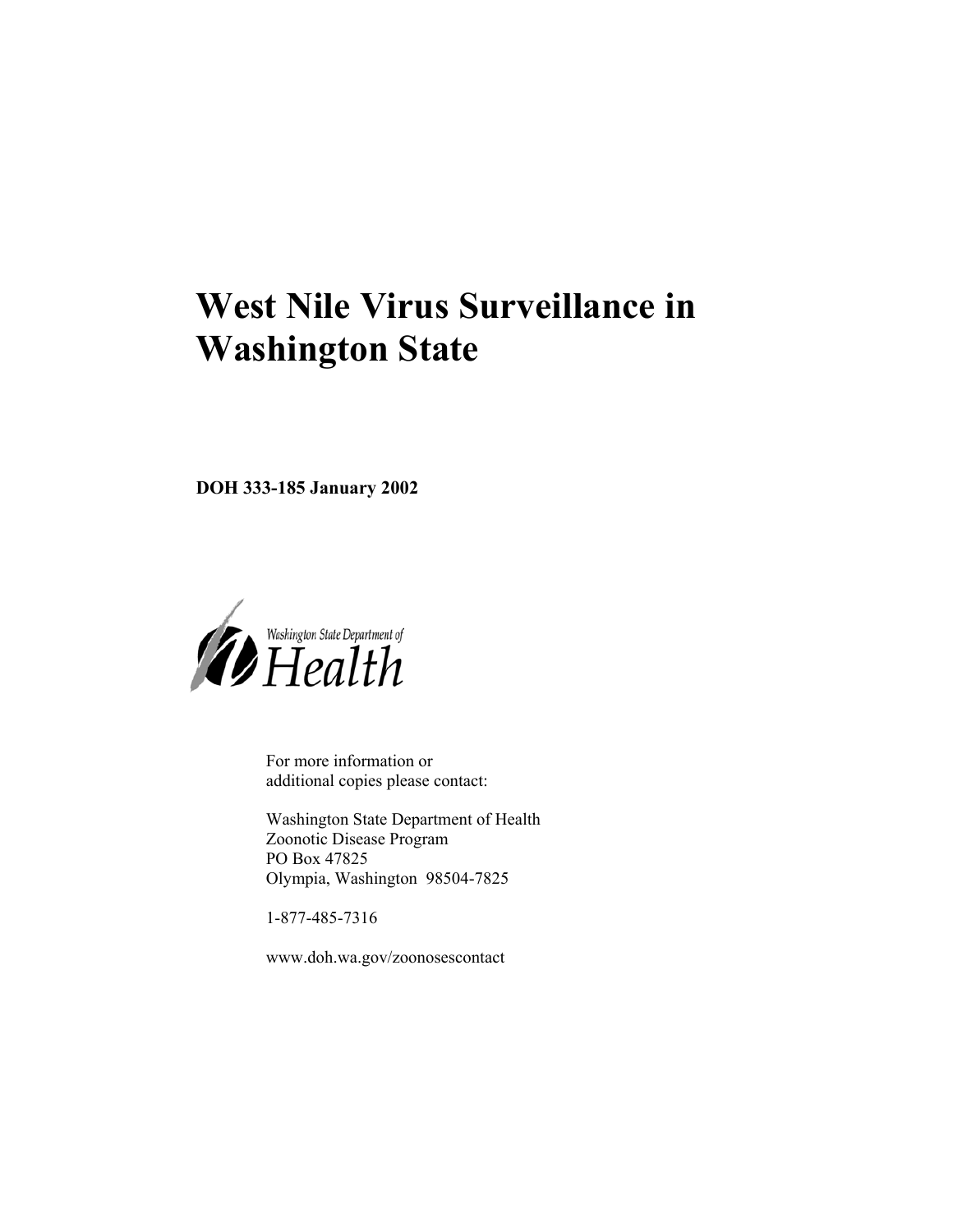# West Nile Virus Surveillance in Washington State

**DOH 333-185 January 2002**

Washington State Department of
Health

For more information or
additional copies please contact:

Washington State Department of Health
Zoonotic Disease Program
PO Box 47825
Olympia, Washington 98504-7825

1-877-485-7316

www.doh.wa.gov/zoonosescontact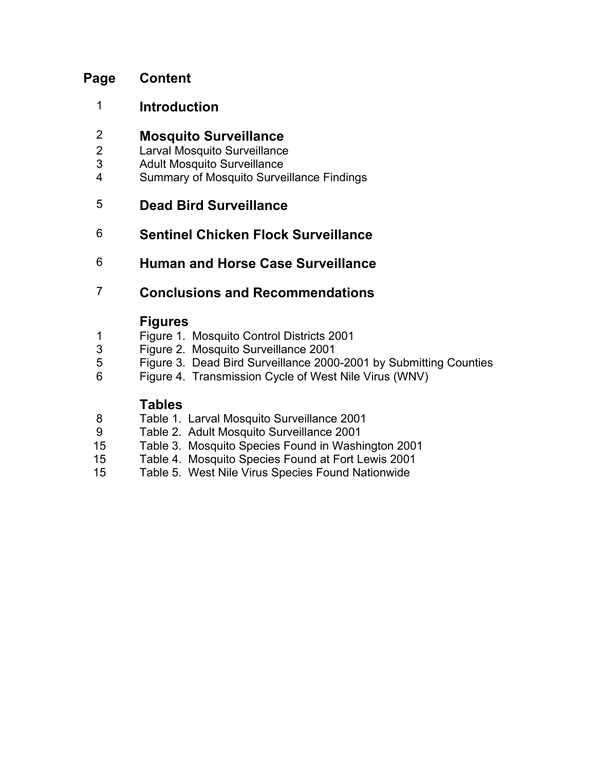| Page | Content |
|---|---|
| 1 | **Introduction** |
| 2 | **Mosquito Surveillance** |
| 2 | Larval Mosquito Surveillance |
| 3 | Adult Mosquito Surveillance |
| 4 | Summary of Mosquito Surveillance Findings |
| 5 | **Dead Bird Surveillance** |
| 6 | **Sentinel Chicken Flock Surveillance** |
| 6 | **Human and Horse Case Surveillance** |
| 7 | **Conclusions and Recommendations** |
| | **Figures** |
| 1 | Figure 1. Mosquito Control Districts 2001 |
| 3 | Figure 2. Mosquito Surveillance 2001 |
| 5 | Figure 3. Dead Bird Surveillance 2000-2001 by Submitting Counties |
| 6 | Figure 4. Transmission Cycle of West Nile Virus (WNV) |
| | **Tables** |
| 8 | Table 1. Larval Mosquito Surveillance 2001 |
| 9 | Table 2. Adult Mosquito Surveillance 2001 |
| 15 | Table 3. Mosquito Species Found in Washington 2001 |
| 15 | Table 4. Mosquito Species Found at Fort Lewis 2001 |
| 15 | Table 5. West Nile Virus Species Found Nationwide |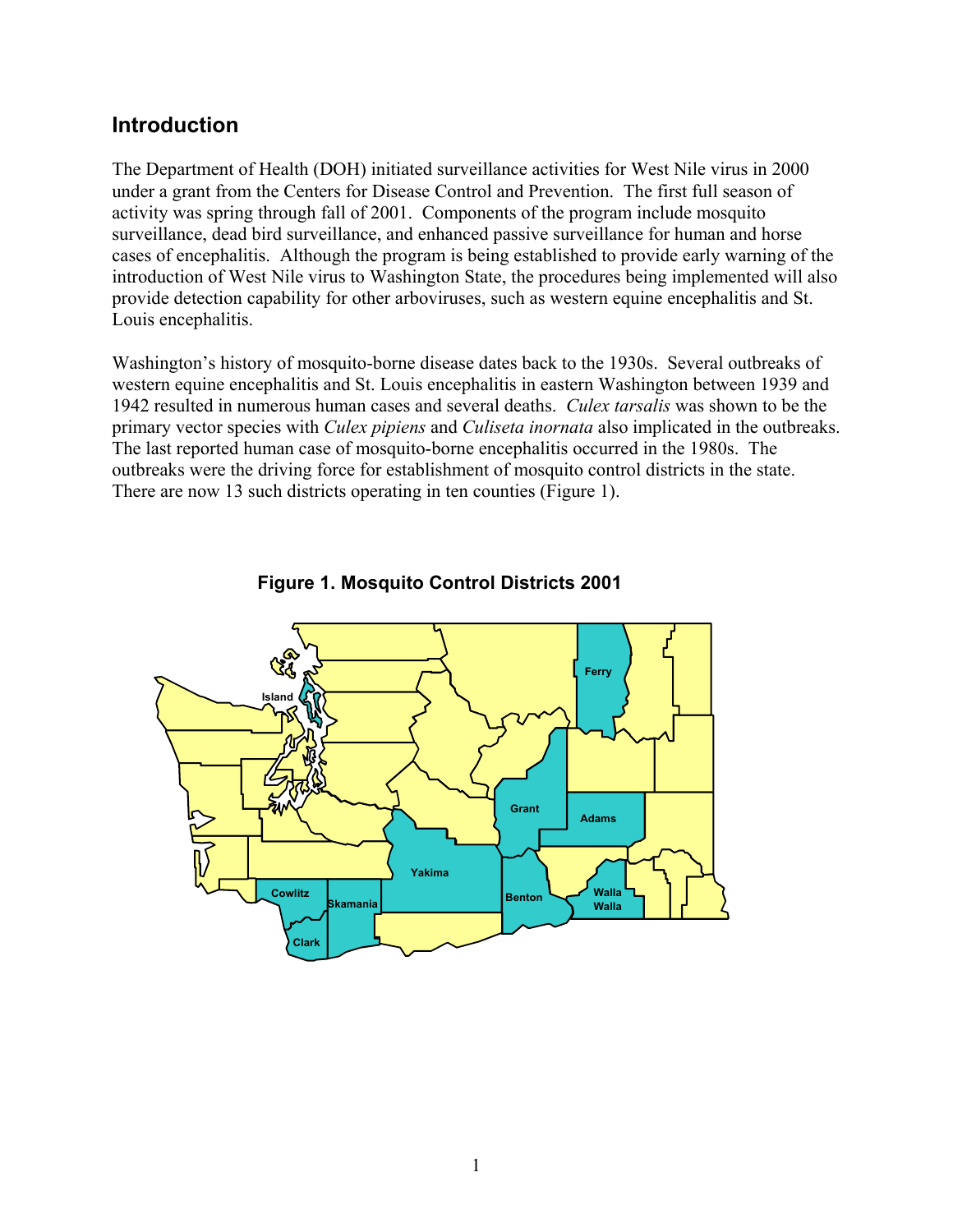## Introduction

The Department of Health (DOH) initiated surveillance activities for West Nile virus in 2000 under a grant from the Centers for Disease Control and Prevention. The first full season of activity was spring through fall of 2001. Components of the program include mosquito surveillance, dead bird surveillance, and enhanced passive surveillance for human and horse cases of encephalitis. Although the program is being established to provide early warning of the introduction of West Nile virus to Washington State, the procedures being implemented will also provide detection capability for other arboviruses, such as western equine encephalitis and St. Louis encephalitis.

Washington's history of mosquito-borne disease dates back to the 1930s. Several outbreaks of western equine encephalitis and St. Louis encephalitis in eastern Washington between 1939 and 1942 resulted in numerous human cases and several deaths. *Culex tarsalis* was shown to be the primary vector species with *Culex pipiens* and *Culiseta inornata* also implicated in the outbreaks. The last reported human case of mosquito-borne encephalitis occurred in the 1980s. The outbreaks were the driving force for establishment of mosquito control districts in the state. There are now 13 such districts operating in ten counties (Figure 1).

**Figure 1. Mosquito Control Districts 2001**

Island, Ferry, Grant, Adams, Yakima, Benton, Walla Walla, Cowlitz, Skamania, Clark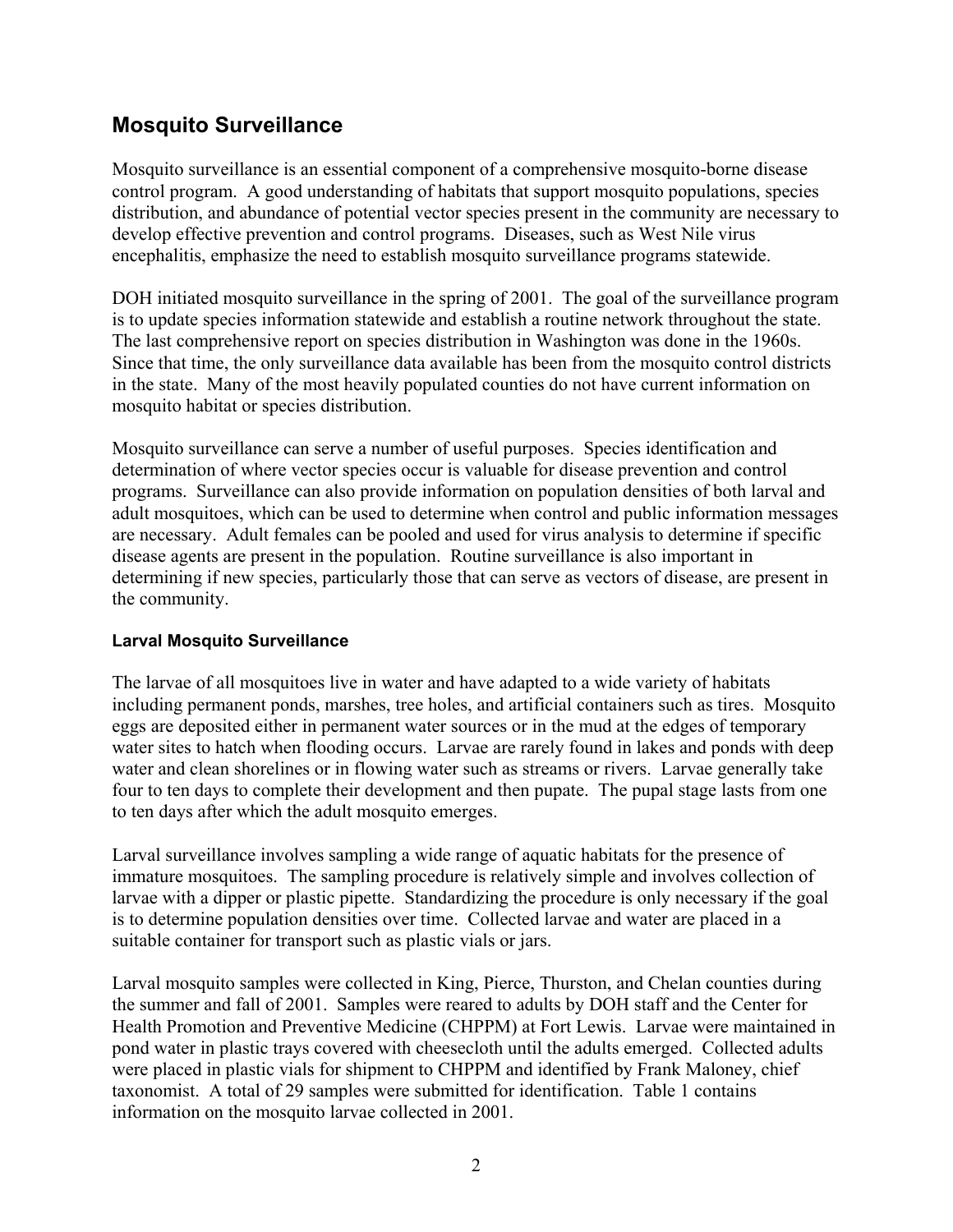## Mosquito Surveillance

Mosquito surveillance is an essential component of a comprehensive mosquito-borne disease control program. A good understanding of habitats that support mosquito populations, species distribution, and abundance of potential vector species present in the community are necessary to develop effective prevention and control programs. Diseases, such as West Nile virus encephalitis, emphasize the need to establish mosquito surveillance programs statewide.

DOH initiated mosquito surveillance in the spring of 2001. The goal of the surveillance program is to update species information statewide and establish a routine network throughout the state. The last comprehensive report on species distribution in Washington was done in the 1960s. Since that time, the only surveillance data available has been from the mosquito control districts in the state. Many of the most heavily populated counties do not have current information on mosquito habitat or species distribution.

Mosquito surveillance can serve a number of useful purposes. Species identification and determination of where vector species occur is valuable for disease prevention and control programs. Surveillance can also provide information on population densities of both larval and adult mosquitoes, which can be used to determine when control and public information messages are necessary. Adult females can be pooled and used for virus analysis to determine if specific disease agents are present in the population. Routine surveillance is also important in determining if new species, particularly those that can serve as vectors of disease, are present in the community.

### Larval Mosquito Surveillance

The larvae of all mosquitoes live in water and have adapted to a wide variety of habitats including permanent ponds, marshes, tree holes, and artificial containers such as tires. Mosquito eggs are deposited either in permanent water sources or in the mud at the edges of temporary water sites to hatch when flooding occurs. Larvae are rarely found in lakes and ponds with deep water and clean shorelines or in flowing water such as streams or rivers. Larvae generally take four to ten days to complete their development and then pupate. The pupal stage lasts from one to ten days after which the adult mosquito emerges.

Larval surveillance involves sampling a wide range of aquatic habitats for the presence of immature mosquitoes. The sampling procedure is relatively simple and involves collection of larvae with a dipper or plastic pipette. Standardizing the procedure is only necessary if the goal is to determine population densities over time. Collected larvae and water are placed in a suitable container for transport such as plastic vials or jars.

Larval mosquito samples were collected in King, Pierce, Thurston, and Chelan counties during the summer and fall of 2001. Samples were reared to adults by DOH staff and the Center for Health Promotion and Preventive Medicine (CHPPM) at Fort Lewis. Larvae were maintained in pond water in plastic trays covered with cheesecloth until the adults emerged. Collected adults were placed in plastic vials for shipment to CHPPM and identified by Frank Maloney, chief taxonomist. A total of 29 samples were submitted for identification. Table 1 contains information on the mosquito larvae collected in 2001.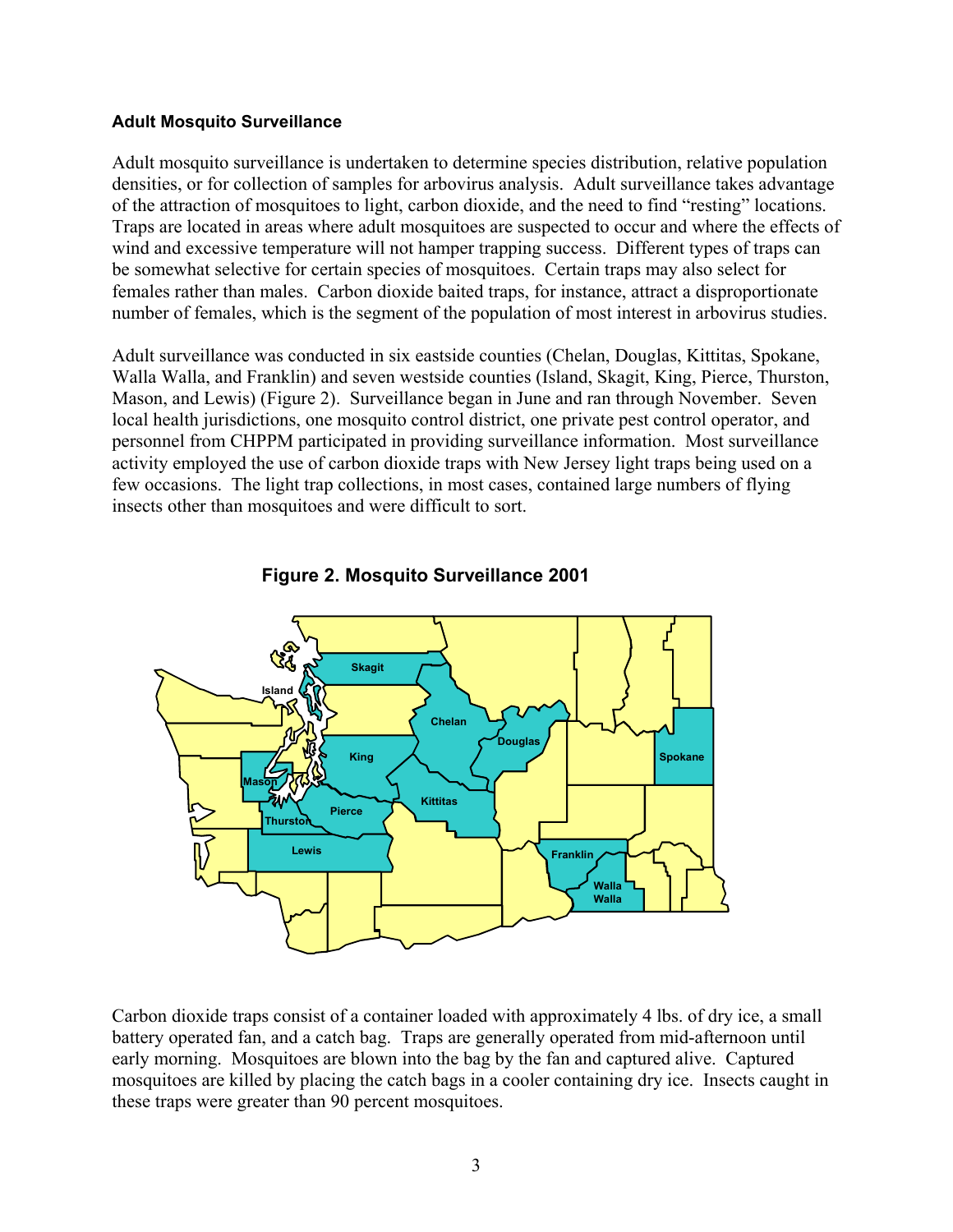**Adult Mosquito Surveillance**

Adult mosquito surveillance is undertaken to determine species distribution, relative population densities, or for collection of samples for arbovirus analysis. Adult surveillance takes advantage of the attraction of mosquitoes to light, carbon dioxide, and the need to find "resting" locations. Traps are located in areas where adult mosquitoes are suspected to occur and where the effects of wind and excessive temperature will not hamper trapping success. Different types of traps can be somewhat selective for certain species of mosquitoes. Certain traps may also select for females rather than males. Carbon dioxide baited traps, for instance, attract a disproportionate number of females, which is the segment of the population of most interest in arbovirus studies.

Adult surveillance was conducted in six eastside counties (Chelan, Douglas, Kittitas, Spokane, Walla Walla, and Franklin) and seven westside counties (Island, Skagit, King, Pierce, Thurston, Mason, and Lewis) (Figure 2). Surveillance began in June and ran through November. Seven local health jurisdictions, one mosquito control district, one private pest control operator, and personnel from CHPPM participated in providing surveillance information. Most surveillance activity employed the use of carbon dioxide traps with New Jersey light traps being used on a few occasions. The light trap collections, in most cases, contained large numbers of flying insects other than mosquitoes and were difficult to sort.

**Figure 2. Mosquito Surveillance 2001**

Carbon dioxide traps consist of a container loaded with approximately 4 lbs. of dry ice, a small battery operated fan, and a catch bag. Traps are generally operated from mid-afternoon until early morning. Mosquitoes are blown into the bag by the fan and captured alive. Captured mosquitoes are killed by placing the catch bags in a cooler containing dry ice. Insects caught in these traps were greater than 90 percent mosquitoes.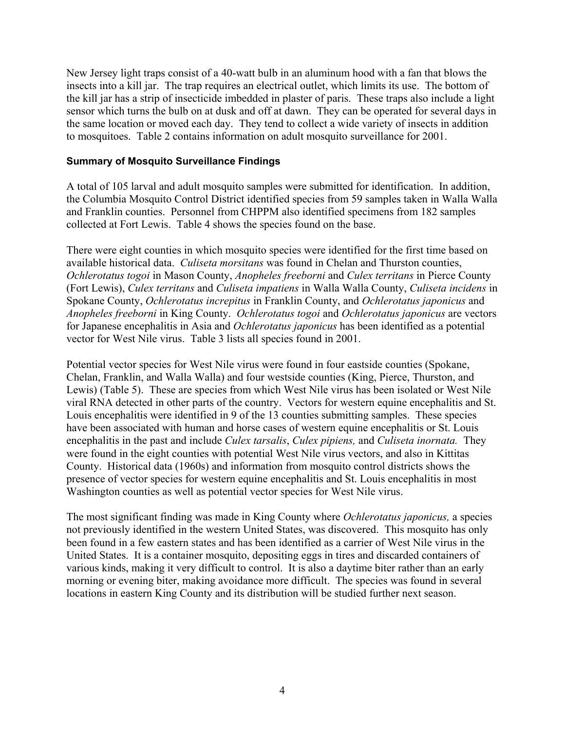New Jersey light traps consist of a 40-watt bulb in an aluminum hood with a fan that blows the insects into a kill jar. The trap requires an electrical outlet, which limits its use. The bottom of the kill jar has a strip of insecticide imbedded in plaster of paris. These traps also include a light sensor which turns the bulb on at dusk and off at dawn. They can be operated for several days in the same location or moved each day. They tend to collect a wide variety of insects in addition to mosquitoes. Table 2 contains information on adult mosquito surveillance for 2001.

### Summary of Mosquito Surveillance Findings

A total of 105 larval and adult mosquito samples were submitted for identification. In addition, the Columbia Mosquito Control District identified species from 59 samples taken in Walla Walla and Franklin counties. Personnel from CHPPM also identified specimens from 182 samples collected at Fort Lewis. Table 4 shows the species found on the base.

There were eight counties in which mosquito species were identified for the first time based on available historical data. *Culiseta morsitans* was found in Chelan and Thurston counties, *Ochlerotatus togoi* in Mason County, *Anopheles freeborni* and *Culex territans* in Pierce County (Fort Lewis), *Culex territans* and *Culiseta impatiens* in Walla Walla County, *Culiseta incidens* in Spokane County, *Ochlerotatus increpitus* in Franklin County, and *Ochlerotatus japonicus* and *Anopheles freeborni* in King County. *Ochlerotatus togoi* and *Ochlerotatus japonicus* are vectors for Japanese encephalitis in Asia and *Ochlerotatus japonicus* has been identified as a potential vector for West Nile virus. Table 3 lists all species found in 2001.

Potential vector species for West Nile virus were found in four eastside counties (Spokane, Chelan, Franklin, and Walla Walla) and four westside counties (King, Pierce, Thurston, and Lewis) (Table 5). These are species from which West Nile virus has been isolated or West Nile viral RNA detected in other parts of the country. Vectors for western equine encephalitis and St. Louis encephalitis were identified in 9 of the 13 counties submitting samples. These species have been associated with human and horse cases of western equine encephalitis or St. Louis encephalitis in the past and include *Culex tarsalis*, *Culex pipiens,* and *Culiseta inornata.* They were found in the eight counties with potential West Nile virus vectors, and also in Kittitas County. Historical data (1960s) and information from mosquito control districts shows the presence of vector species for western equine encephalitis and St. Louis encephalitis in most Washington counties as well as potential vector species for West Nile virus.

The most significant finding was made in King County where *Ochlerotatus japonicus,* a species not previously identified in the western United States, was discovered. This mosquito has only been found in a few eastern states and has been identified as a carrier of West Nile virus in the United States. It is a container mosquito, depositing eggs in tires and discarded containers of various kinds, making it very difficult to control. It is also a daytime biter rather than an early morning or evening biter, making avoidance more difficult. The species was found in several locations in eastern King County and its distribution will be studied further next season.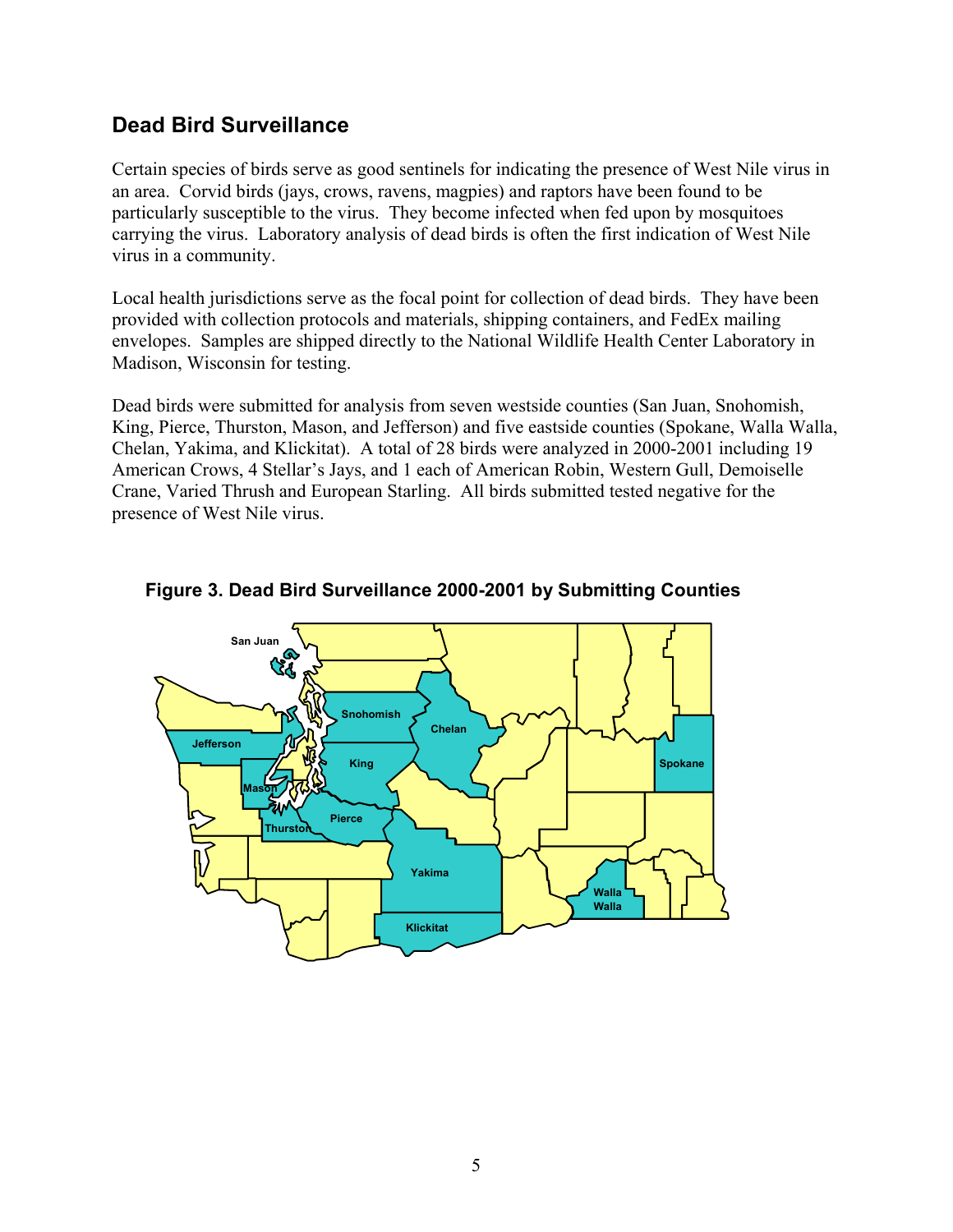## Dead Bird Surveillance

Certain species of birds serve as good sentinels for indicating the presence of West Nile virus in an area. Corvid birds (jays, crows, ravens, magpies) and raptors have been found to be particularly susceptible to the virus. They become infected when fed upon by mosquitoes carrying the virus. Laboratory analysis of dead birds is often the first indication of West Nile virus in a community.

Local health jurisdictions serve as the focal point for collection of dead birds. They have been provided with collection protocols and materials, shipping containers, and FedEx mailing envelopes. Samples are shipped directly to the National Wildlife Health Center Laboratory in Madison, Wisconsin for testing.

Dead birds were submitted for analysis from seven westside counties (San Juan, Snohomish, King, Pierce, Thurston, Mason, and Jefferson) and five eastside counties (Spokane, Walla Walla, Chelan, Yakima, and Klickitat). A total of 28 birds were analyzed in 2000-2001 including 19 American Crows, 4 Stellar's Jays, and 1 each of American Robin, Western Gull, Demoiselle Crane, Varied Thrush and European Starling. All birds submitted tested negative for the presence of West Nile virus.

**Figure 3. Dead Bird Surveillance 2000-2001 by Submitting Counties**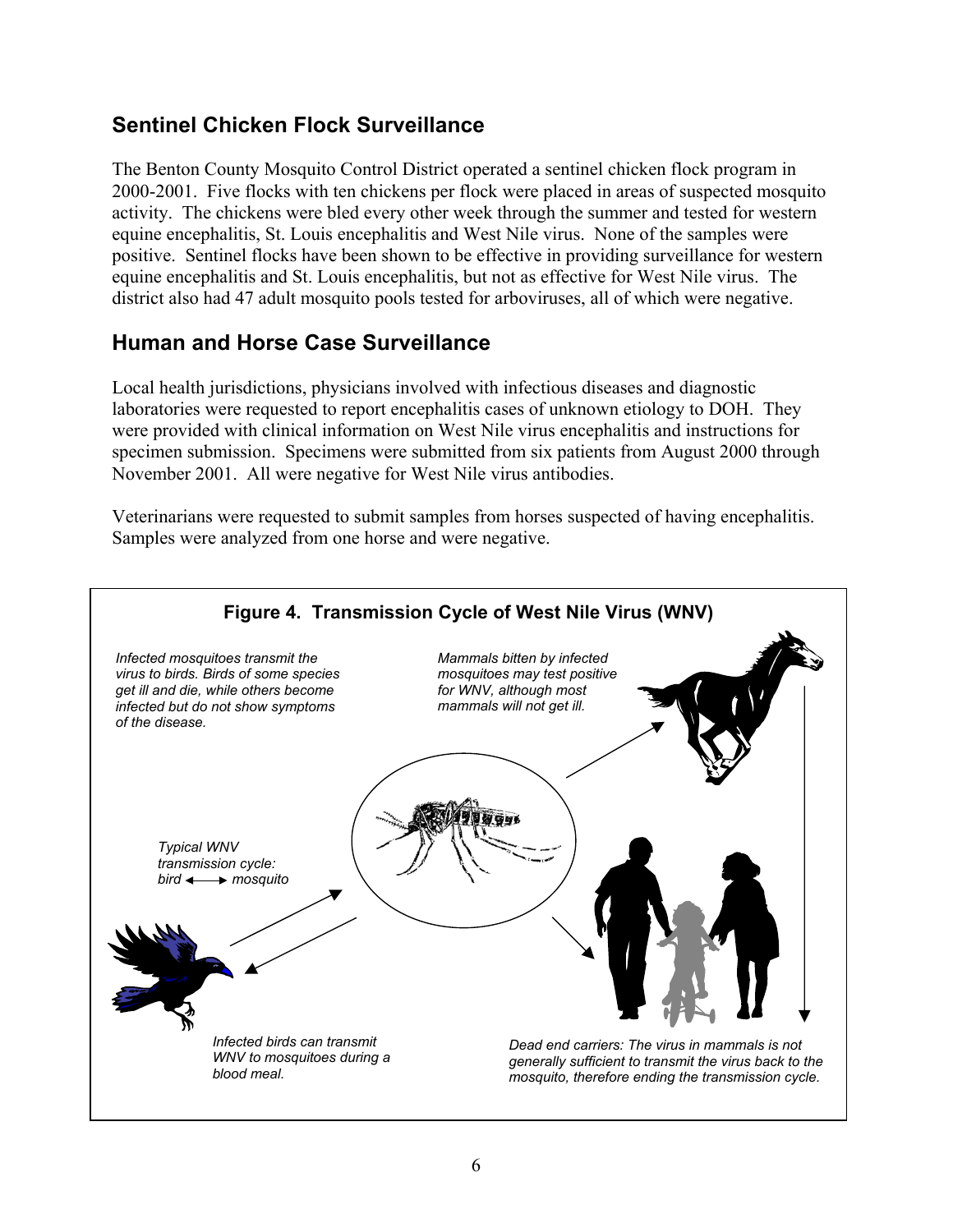## Sentinel Chicken Flock Surveillance

The Benton County Mosquito Control District operated a sentinel chicken flock program in 2000-2001. Five flocks with ten chickens per flock were placed in areas of suspected mosquito activity. The chickens were bled every other week through the summer and tested for western equine encephalitis, St. Louis encephalitis and West Nile virus. None of the samples were positive. Sentinel flocks have been shown to be effective in providing surveillance for western equine encephalitis and St. Louis encephalitis, but not as effective for West Nile virus. The district also had 47 adult mosquito pools tested for arboviruses, all of which were negative.

## Human and Horse Case Surveillance

Local health jurisdictions, physicians involved with infectious diseases and diagnostic laboratories were requested to report encephalitis cases of unknown etiology to DOH. They were provided with clinical information on West Nile virus encephalitis and instructions for specimen submission. Specimens were submitted from six patients from August 2000 through November 2001. All were negative for West Nile virus antibodies.

Veterinarians were requested to submit samples from horses suspected of having encephalitis. Samples were analyzed from one horse and were negative.

**Figure 4. Transmission Cycle of West Nile Virus (WNV)**

*Infected mosquitoes transmit the virus to birds. Birds of some species get ill and die, while others become infected but do not show symptoms of the disease.*

*Mammals bitten by infected mosquitoes may test positive for WNV, although most mammals will not get ill.*

*Typical WNV transmission cycle: bird ⟷ mosquito*

*Infected birds can transmit WNV to mosquitoes during a blood meal.*

*Dead end carriers: The virus in mammals is not generally sufficient to transmit the virus back to the mosquito, therefore ending the transmission cycle.*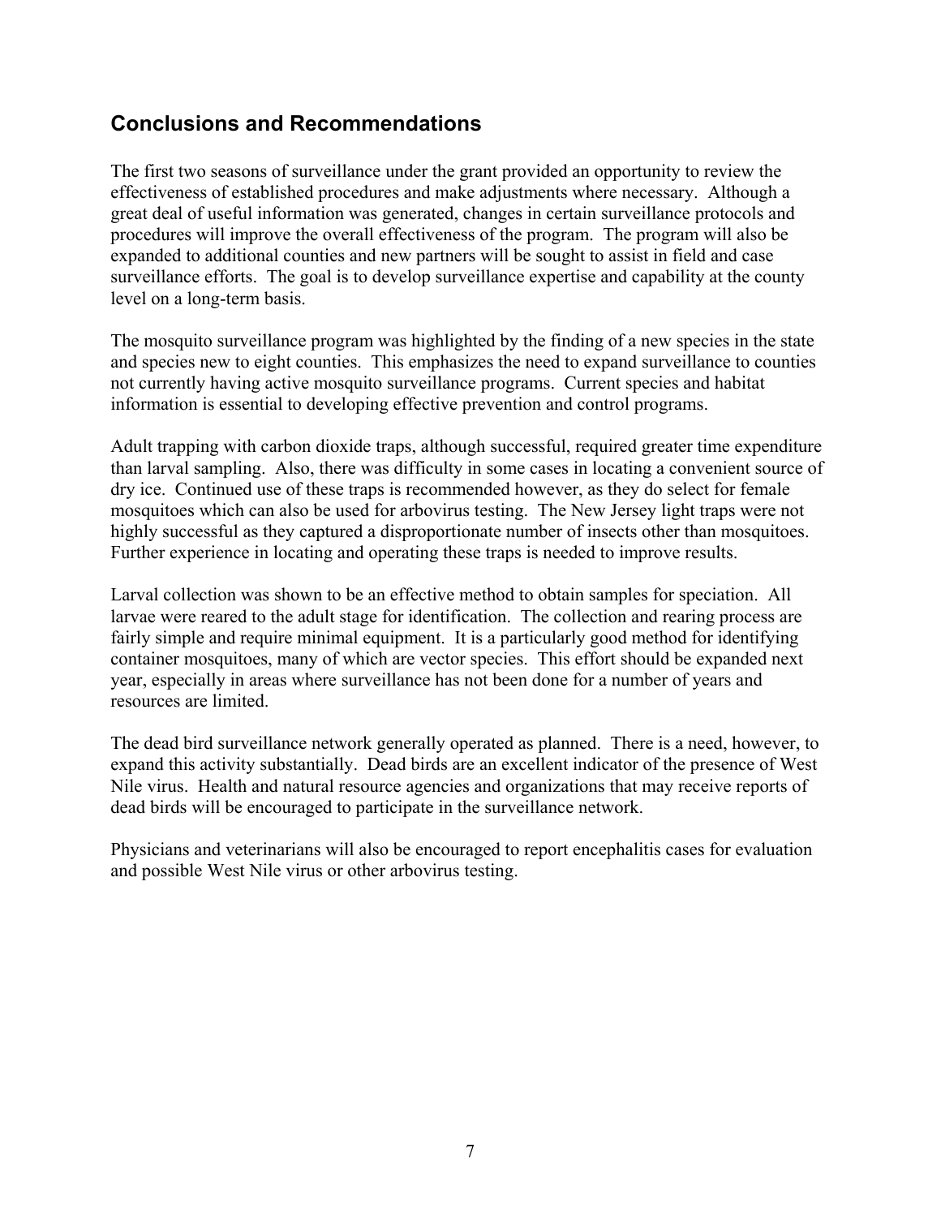## Conclusions and Recommendations

The first two seasons of surveillance under the grant provided an opportunity to review the effectiveness of established procedures and make adjustments where necessary. Although a great deal of useful information was generated, changes in certain surveillance protocols and procedures will improve the overall effectiveness of the program. The program will also be expanded to additional counties and new partners will be sought to assist in field and case surveillance efforts. The goal is to develop surveillance expertise and capability at the county level on a long-term basis.

The mosquito surveillance program was highlighted by the finding of a new species in the state and species new to eight counties. This emphasizes the need to expand surveillance to counties not currently having active mosquito surveillance programs. Current species and habitat information is essential to developing effective prevention and control programs.

Adult trapping with carbon dioxide traps, although successful, required greater time expenditure than larval sampling. Also, there was difficulty in some cases in locating a convenient source of dry ice. Continued use of these traps is recommended however, as they do select for female mosquitoes which can also be used for arbovirus testing. The New Jersey light traps were not highly successful as they captured a disproportionate number of insects other than mosquitoes. Further experience in locating and operating these traps is needed to improve results.

Larval collection was shown to be an effective method to obtain samples for speciation. All larvae were reared to the adult stage for identification. The collection and rearing process are fairly simple and require minimal equipment. It is a particularly good method for identifying container mosquitoes, many of which are vector species. This effort should be expanded next year, especially in areas where surveillance has not been done for a number of years and resources are limited.

The dead bird surveillance network generally operated as planned. There is a need, however, to expand this activity substantially. Dead birds are an excellent indicator of the presence of West Nile virus. Health and natural resource agencies and organizations that may receive reports of dead birds will be encouraged to participate in the surveillance network.

Physicians and veterinarians will also be encouraged to report encephalitis cases for evaluation and possible West Nile virus or other arbovirus testing.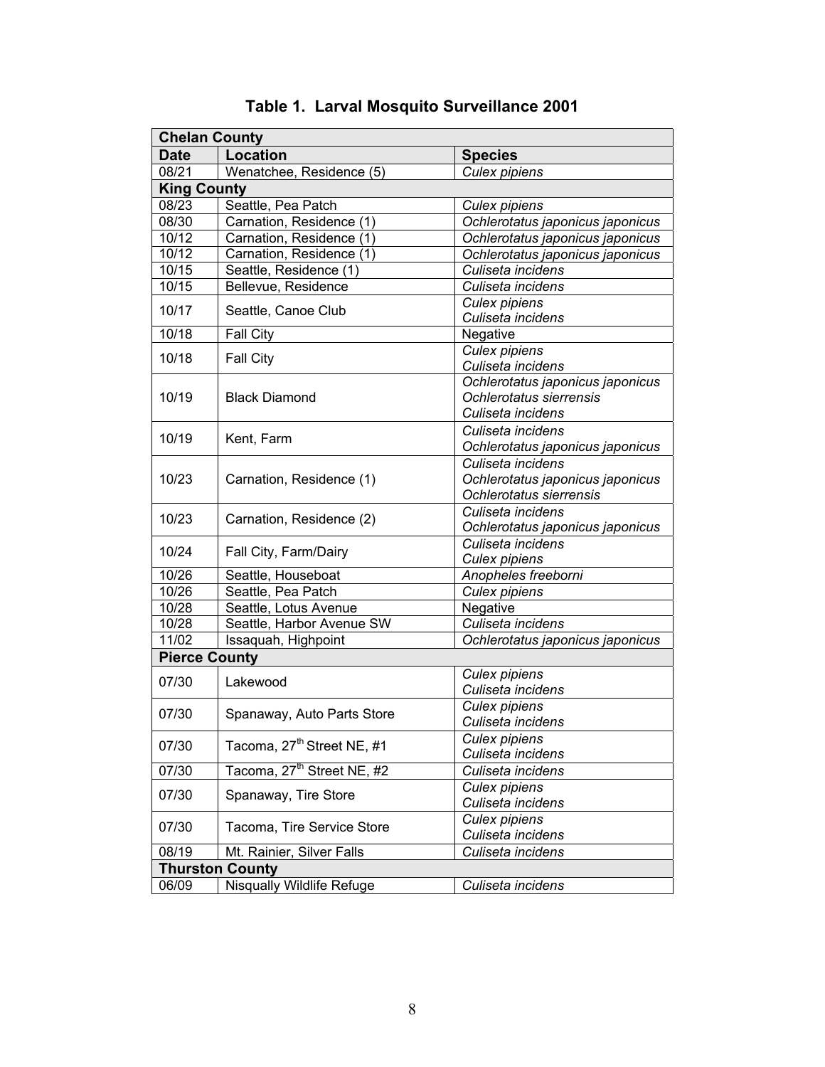# Table 1. Larval Mosquito Surveillance 2001

| Date | Location | Species |
|---|---|---|
| **Chelan County** | | |
| 08/21 | Wenatchee, Residence (5) | *Culex pipiens* |
| **King County** | | |
| 08/23 | Seattle, Pea Patch | *Culex pipiens* |
| 08/30 | Carnation, Residence (1) | *Ochlerotatus japonicus japonicus* |
| 10/12 | Carnation, Residence (1) | *Ochlerotatus japonicus japonicus* |
| 10/12 | Carnation, Residence (1) | *Ochlerotatus japonicus japonicus* |
| 10/15 | Seattle, Residence (1) | *Culiseta incidens* |
| 10/15 | Bellevue, Residence | *Culiseta incidens* |
| 10/17 | Seattle, Canoe Club | *Culex pipiens*<br>*Culiseta incidens* |
| 10/18 | Fall City | Negative |
| 10/18 | Fall City | *Culex pipiens*<br>*Culiseta incidens* |
| 10/19 | Black Diamond | *Ochlerotatus japonicus japonicus*<br>*Ochlerotatus sierrensis*<br>*Culiseta incidens* |
| 10/19 | Kent, Farm | *Culiseta incidens*<br>*Ochlerotatus japonicus japonicus* |
| 10/23 | Carnation, Residence (1) | *Culiseta incidens*<br>*Ochlerotatus japonicus japonicus*<br>*Ochlerotatus sierrensis* |
| 10/23 | Carnation, Residence (2) | *Culiseta incidens*<br>*Ochlerotatus japonicus japonicus* |
| 10/24 | Fall City, Farm/Dairy | *Culiseta incidens*<br>*Culex pipiens* |
| 10/26 | Seattle, Houseboat | *Anopheles freeborni* |
| 10/26 | Seattle, Pea Patch | *Culex pipiens* |
| 10/28 | Seattle, Lotus Avenue | Negative |
| 10/28 | Seattle, Harbor Avenue SW | *Culiseta incidens* |
| 11/02 | Issaquah, Highpoint | *Ochlerotatus japonicus japonicus* |
| **Pierce County** | | |
| 07/30 | Lakewood | *Culex pipiens*<br>*Culiseta incidens* |
| 07/30 | Spanaway, Auto Parts Store | *Culex pipiens*<br>*Culiseta incidens* |
| 07/30 | Tacoma, 27th Street NE, #1 | *Culex pipiens*<br>*Culiseta incidens* |
| 07/30 | Tacoma, 27th Street NE, #2 | *Culiseta incidens* |
| 07/30 | Spanaway, Tire Store | *Culex pipiens*<br>*Culiseta incidens* |
| 07/30 | Tacoma, Tire Service Store | *Culex pipiens*<br>*Culiseta incidens* |
| 08/19 | Mt. Rainier, Silver Falls | *Culiseta incidens* |
| **Thurston County** | | |
| 06/09 | Nisqually Wildlife Refuge | *Culiseta incidens* |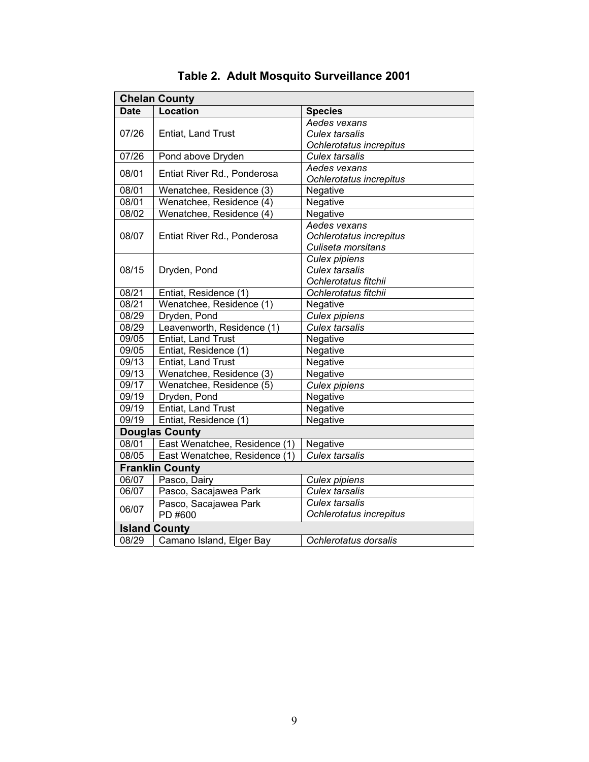# Table 2. Adult Mosquito Surveillance 2001

| Date | Location | Species |
|---|---|---|
| **Chelan County** | | |
| 07/26 | Entiat, Land Trust | *Aedes vexans*<br>*Culex tarsalis*<br>*Ochlerotatus increpitus* |
| 07/26 | Pond above Dryden | *Culex tarsalis* |
| 08/01 | Entiat River Rd., Ponderosa | *Aedes vexans*<br>*Ochlerotatus increpitus* |
| 08/01 | Wenatchee, Residence (3) | Negative |
| 08/01 | Wenatchee, Residence (4) | Negative |
| 08/02 | Wenatchee, Residence (4) | Negative |
| 08/07 | Entiat River Rd., Ponderosa | *Aedes vexans*<br>*Ochlerotatus increpitus*<br>*Culiseta morsitans* |
| 08/15 | Dryden, Pond | *Culex pipiens*<br>*Culex tarsalis*<br>*Ochlerotatus fitchii* |
| 08/21 | Entiat, Residence (1) | *Ochlerotatus fitchii* |
| 08/21 | Wenatchee, Residence (1) | Negative |
| 08/29 | Dryden, Pond | *Culex pipiens* |
| 08/29 | Leavenworth, Residence (1) | *Culex tarsalis* |
| 09/05 | Entiat, Land Trust | Negative |
| 09/05 | Entiat, Residence (1) | Negative |
| 09/13 | Entiat, Land Trust | Negative |
| 09/13 | Wenatchee, Residence (3) | Negative |
| 09/17 | Wenatchee, Residence (5) | *Culex pipiens* |
| 09/19 | Dryden, Pond | Negative |
| 09/19 | Entiat, Land Trust | Negative |
| 09/19 | Entiat, Residence (1) | Negative |
| **Douglas County** | | |
| 08/01 | East Wenatchee, Residence (1) | Negative |
| 08/05 | East Wenatchee, Residence (1) | *Culex tarsalis* |
| **Franklin County** | | |
| 06/07 | Pasco, Dairy | *Culex pipiens* |
| 06/07 | Pasco, Sacajawea Park | *Culex tarsalis* |
| 06/07 | Pasco, Sacajawea Park PD #600 | *Culex tarsalis*<br>*Ochlerotatus increpitus* |
| **Island County** | | |
| 08/29 | Camano Island, Elger Bay | *Ochlerotatus dorsalis* |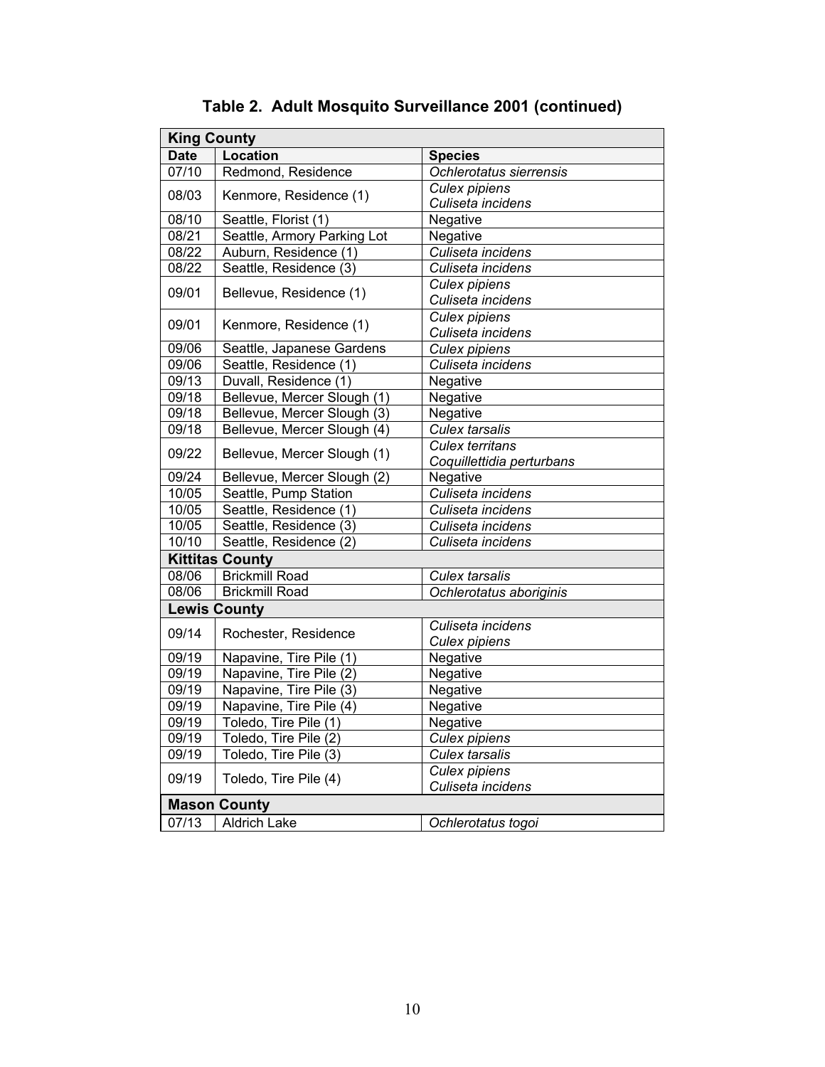## Table 2. Adult Mosquito Surveillance 2001 (continued)

| **King County** | | |
|---|---|---|
| **Date** | **Location** | **Species** |
| 07/10 | Redmond, Residence | *Ochlerotatus sierrensis* |
| 08/03 | Kenmore, Residence (1) | *Culex pipiens* *Culiseta incidens* |
| 08/10 | Seattle, Florist (1) | Negative |
| 08/21 | Seattle, Armory Parking Lot | Negative |
| 08/22 | Auburn, Residence (1) | *Culiseta incidens* |
| 08/22 | Seattle, Residence (3) | *Culiseta incidens* |
| 09/01 | Bellevue, Residence (1) | *Culex pipiens* *Culiseta incidens* |
| 09/01 | Kenmore, Residence (1) | *Culex pipiens* *Culiseta incidens* |
| 09/06 | Seattle, Japanese Gardens | *Culex pipiens* |
| 09/06 | Seattle, Residence (1) | *Culiseta incidens* |
| 09/13 | Duvall, Residence (1) | Negative |
| 09/18 | Bellevue, Mercer Slough (1) | Negative |
| 09/18 | Bellevue, Mercer Slough (3) | Negative |
| 09/18 | Bellevue, Mercer Slough (4) | *Culex tarsalis* |
| 09/22 | Bellevue, Mercer Slough (1) | *Culex territans* *Coquillettidia perturbans* |
| 09/24 | Bellevue, Mercer Slough (2) | Negative |
| 10/05 | Seattle, Pump Station | *Culiseta incidens* |
| 10/05 | Seattle, Residence (1) | *Culiseta incidens* |
| 10/05 | Seattle, Residence (3) | *Culiseta incidens* |
| 10/10 | Seattle, Residence (2) | *Culiseta incidens* |
| **Kittitas County** | | |
| 08/06 | Brickmill Road | *Culex tarsalis* |
| 08/06 | Brickmill Road | *Ochlerotatus aboriginis* |
| **Lewis County** | | |
| 09/14 | Rochester, Residence | *Culiseta incidens* *Culex pipiens* |
| 09/19 | Napavine, Tire Pile (1) | Negative |
| 09/19 | Napavine, Tire Pile (2) | Negative |
| 09/19 | Napavine, Tire Pile (3) | Negative |
| 09/19 | Napavine, Tire Pile (4) | Negative |
| 09/19 | Toledo, Tire Pile (1) | Negative |
| 09/19 | Toledo, Tire Pile (2) | *Culex pipiens* |
| 09/19 | Toledo, Tire Pile (3) | *Culex tarsalis* |
| 09/19 | Toledo, Tire Pile (4) | *Culex pipiens* *Culiseta incidens* |
| **Mason County** | | |
| 07/13 | Aldrich Lake | *Ochlerotatus togoi* |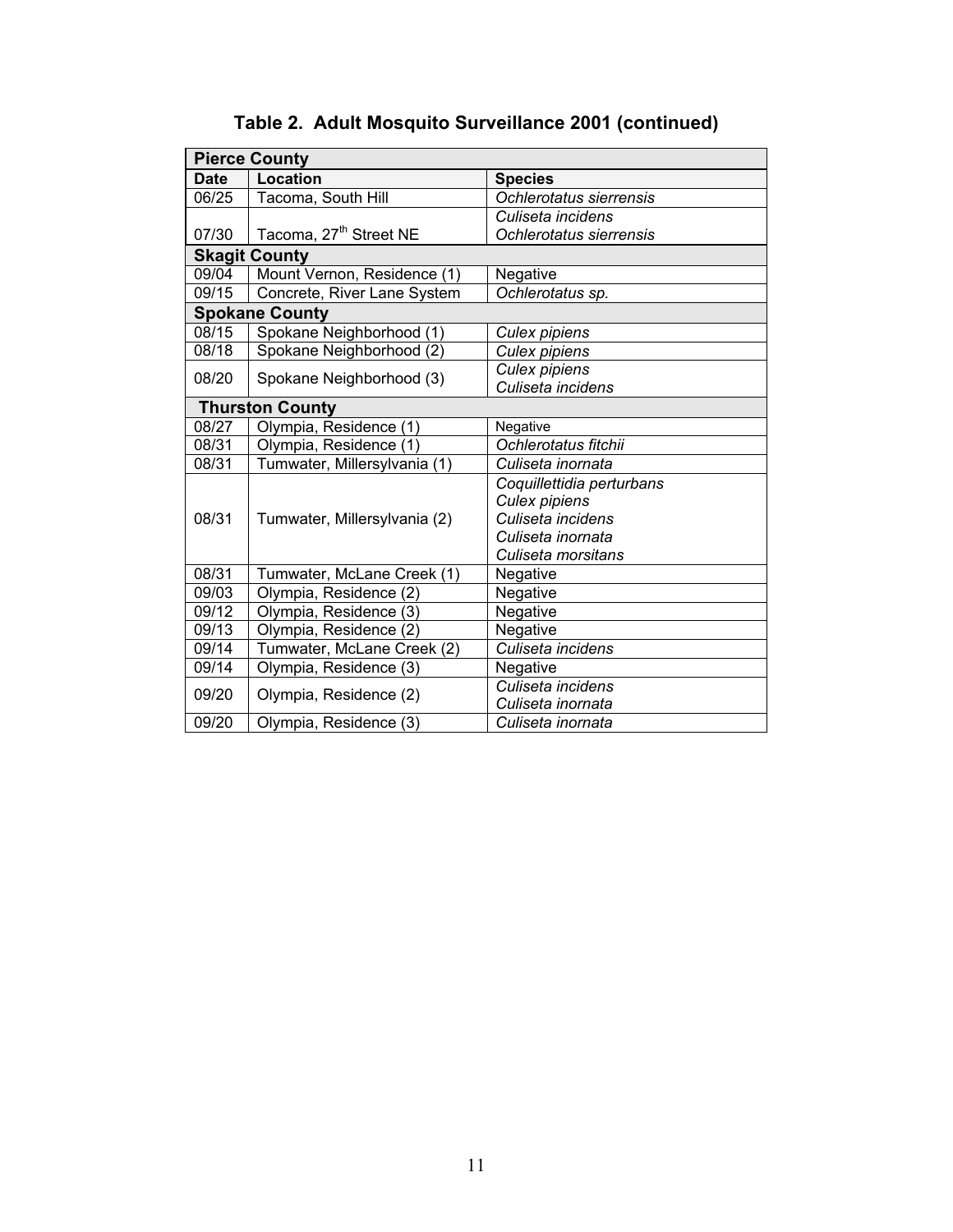# Table 2. Adult Mosquito Surveillance 2001 (continued)

| Date | Location | Species |
|---|---|---|
| **Pierce County** | | |
| 06/25 | Tacoma, South Hill | *Ochlerotatus sierrensis* |
| 07/30 | Tacoma, 27th Street NE | *Culiseta incidens*<br>*Ochlerotatus sierrensis* |
| **Skagit County** | | |
| 09/04 | Mount Vernon, Residence (1) | Negative |
| 09/15 | Concrete, River Lane System | *Ochlerotatus sp.* |
| **Spokane County** | | |
| 08/15 | Spokane Neighborhood (1) | *Culex pipiens* |
| 08/18 | Spokane Neighborhood (2) | *Culex pipiens* |
| 08/20 | Spokane Neighborhood (3) | *Culex pipiens*<br>*Culiseta incidens* |
| **Thurston County** | | |
| 08/27 | Olympia, Residence (1) | Negative |
| 08/31 | Olympia, Residence (1) | *Ochlerotatus fitchii* |
| 08/31 | Tumwater, Millersylvania (1) | *Culiseta inornata* |
| 08/31 | Tumwater, Millersylvania (2) | *Coquillettidia perturbans*<br>*Culex pipiens*<br>*Culiseta incidens*<br>*Culiseta inornata*<br>*Culiseta morsitans* |
| 08/31 | Tumwater, McLane Creek (1) | Negative |
| 09/03 | Olympia, Residence (2) | Negative |
| 09/12 | Olympia, Residence (3) | Negative |
| 09/13 | Olympia, Residence (2) | Negative |
| 09/14 | Tumwater, McLane Creek (2) | *Culiseta incidens* |
| 09/14 | Olympia, Residence (3) | Negative |
| 09/20 | Olympia, Residence (2) | *Culiseta incidens*<br>*Culiseta inornata* |
| 09/20 | Olympia, Residence (3) | *Culiseta inornata* |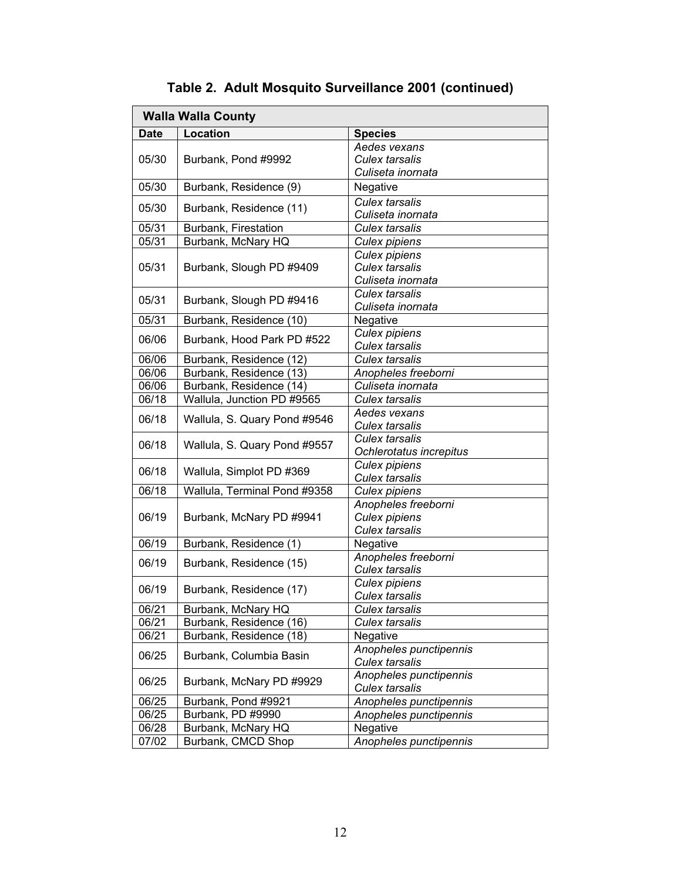# Table 2. Adult Mosquito Surveillance 2001 (continued)

| Walla Walla County | | |
|---|---|---|
| **Date** | **Location** | **Species** |
| 05/30 | Burbank, Pond #9992 | *Aedes vexans*<br>*Culex tarsalis*<br>*Culiseta inornata* |
| 05/30 | Burbank, Residence (9) | Negative |
| 05/30 | Burbank, Residence (11) | *Culex tarsalis*<br>*Culiseta inornata* |
| 05/31 | Burbank, Firestation | *Culex tarsalis* |
| 05/31 | Burbank, McNary HQ | *Culex pipiens* |
| 05/31 | Burbank, Slough PD #9409 | *Culex pipiens*<br>*Culex tarsalis*<br>*Culiseta inornata* |
| 05/31 | Burbank, Slough PD #9416 | *Culex tarsalis*<br>*Culiseta inornata* |
| 05/31 | Burbank, Residence (10) | Negative |
| 06/06 | Burbank, Hood Park PD #522 | *Culex pipiens*<br>*Culex tarsalis* |
| 06/06 | Burbank, Residence (12) | *Culex tarsalis* |
| 06/06 | Burbank, Residence (13) | *Anopheles freeborni* |
| 06/06 | Burbank, Residence (14) | *Culiseta inornata* |
| 06/18 | Wallula, Junction PD #9565 | *Culex tarsalis* |
| 06/18 | Wallula, S. Quary Pond #9546 | *Aedes vexans*<br>*Culex tarsalis* |
| 06/18 | Wallula, S. Quary Pond #9557 | *Culex tarsalis*<br>*Ochlerotatus increpitus* |
| 06/18 | Wallula, Simplot PD #369 | *Culex pipiens*<br>*Culex tarsalis* |
| 06/18 | Wallula, Terminal Pond #9358 | *Culex pipiens* |
| 06/19 | Burbank, McNary PD #9941 | *Anopheles freeborni*<br>*Culex pipiens*<br>*Culex tarsalis* |
| 06/19 | Burbank, Residence (1) | Negative |
| 06/19 | Burbank, Residence (15) | *Anopheles freeborni*<br>*Culex tarsalis* |
| 06/19 | Burbank, Residence (17) | *Culex pipiens*<br>*Culex tarsalis* |
| 06/21 | Burbank, McNary HQ | *Culex tarsalis* |
| 06/21 | Burbank, Residence (16) | *Culex tarsalis* |
| 06/21 | Burbank, Residence (18) | Negative |
| 06/25 | Burbank, Columbia Basin | *Anopheles punctipennis*<br>*Culex tarsalis* |
| 06/25 | Burbank, McNary PD #9929 | *Anopheles punctipennis*<br>*Culex tarsalis* |
| 06/25 | Burbank, Pond #9921 | *Anopheles punctipennis* |
| 06/25 | Burbank, PD #9990 | *Anopheles punctipennis* |
| 06/28 | Burbank, McNary HQ | Negative |
| 07/02 | Burbank, CMCD Shop | *Anopheles punctipennis* |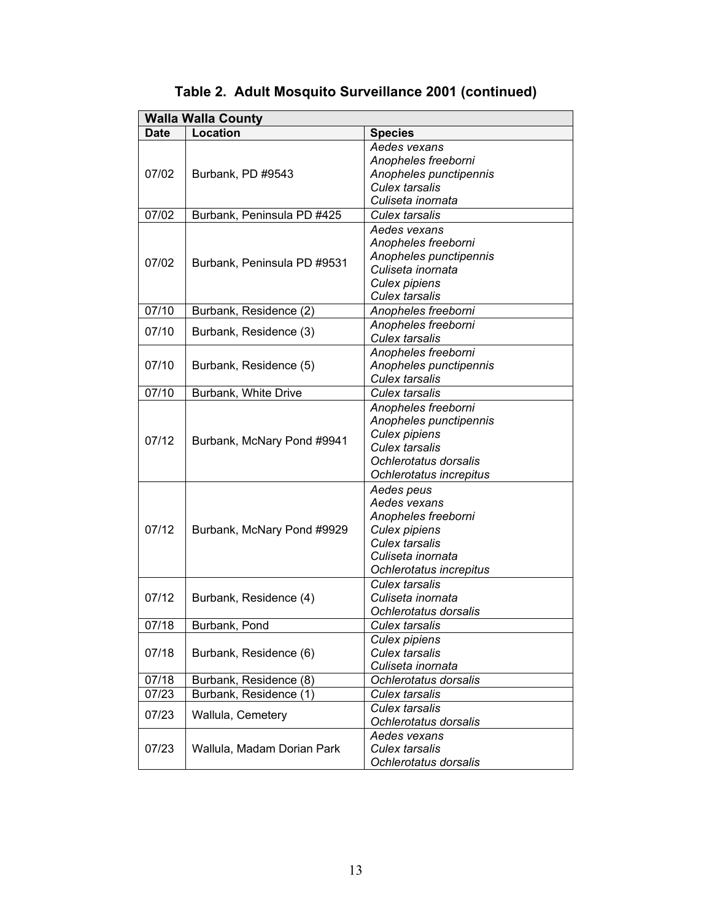# Table 2. Adult Mosquito Surveillance 2001 (continued)

| Walla Walla County | | |
|---|---|---|
| **Date** | **Location** | **Species** |
| 07/02 | Burbank, PD #9543 | *Aedes vexans*<br>*Anopheles freeborni*<br>*Anopheles punctipennis*<br>*Culex tarsalis*<br>*Culiseta inornata* |
| 07/02 | Burbank, Peninsula PD #425 | *Culex tarsalis* |
| 07/02 | Burbank, Peninsula PD #9531 | *Aedes vexans*<br>*Anopheles freeborni*<br>*Anopheles punctipennis*<br>*Culiseta inornata*<br>*Culex pipiens*<br>*Culex tarsalis* |
| 07/10 | Burbank, Residence (2) | *Anopheles freeborni* |
| 07/10 | Burbank, Residence (3) | *Anopheles freeborni*<br>*Culex tarsalis* |
| 07/10 | Burbank, Residence (5) | *Anopheles freeborni*<br>*Anopheles punctipennis*<br>*Culex tarsalis* |
| 07/10 | Burbank, White Drive | *Culex tarsalis* |
| 07/12 | Burbank, McNary Pond #9941 | *Anopheles freeborni*<br>*Anopheles punctipennis*<br>*Culex pipiens*<br>*Culex tarsalis*<br>*Ochlerotatus dorsalis*<br>*Ochlerotatus increpitus* |
| 07/12 | Burbank, McNary Pond #9929 | *Aedes peus*<br>*Aedes vexans*<br>*Anopheles freeborni*<br>*Culex pipiens*<br>*Culex tarsalis*<br>*Culiseta inornata*<br>*Ochlerotatus increpitus* |
| 07/12 | Burbank, Residence (4) | *Culex tarsalis*<br>*Culiseta inornata*<br>*Ochlerotatus dorsalis* |
| 07/18 | Burbank, Pond | *Culex tarsalis* |
| 07/18 | Burbank, Residence (6) | *Culex pipiens*<br>*Culex tarsalis*<br>*Culiseta inornata* |
| 07/18 | Burbank, Residence (8) | *Ochlerotatus dorsalis* |
| 07/23 | Burbank, Residence (1) | *Culex tarsalis* |
| 07/23 | Wallula, Cemetery | *Culex tarsalis*<br>*Ochlerotatus dorsalis* |
| 07/23 | Wallula, Madam Dorian Park | *Aedes vexans*<br>*Culex tarsalis*<br>*Ochlerotatus dorsalis* |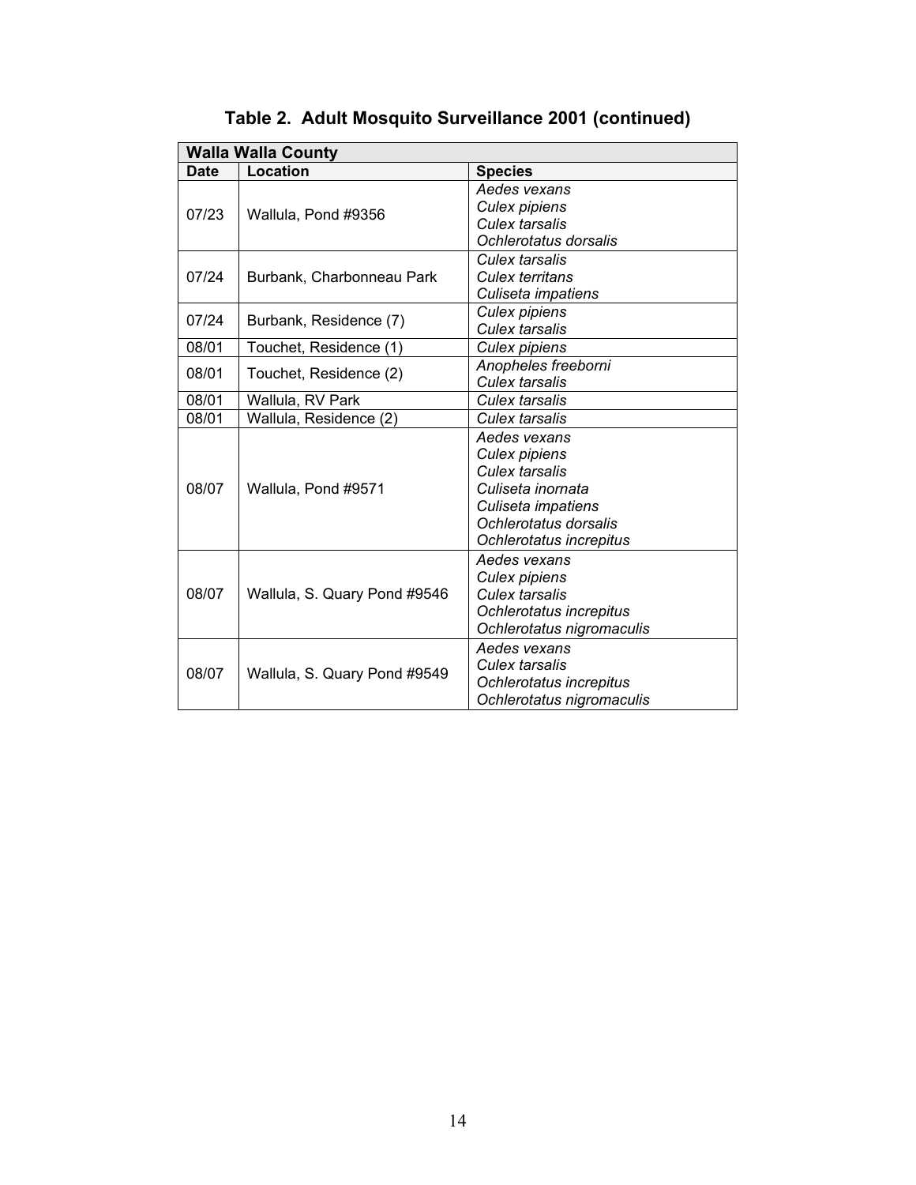**Table 2. Adult Mosquito Surveillance 2001 (continued)**

| Walla Walla County | | |
|---|---|---|
| **Date** | **Location** | **Species** |
| 07/23 | Wallula, Pond #9356 | *Aedes vexans*<br>*Culex pipiens*<br>*Culex tarsalis*<br>*Ochlerotatus dorsalis* |
| 07/24 | Burbank, Charbonneau Park | *Culex tarsalis*<br>*Culex territans*<br>*Culiseta impatiens* |
| 07/24 | Burbank, Residence (7) | *Culex pipiens*<br>*Culex tarsalis* |
| 08/01 | Touchet, Residence (1) | *Culex pipiens* |
| 08/01 | Touchet, Residence (2) | *Anopheles freeborni*<br>*Culex tarsalis* |
| 08/01 | Wallula, RV Park | *Culex tarsalis* |
| 08/01 | Wallula, Residence (2) | *Culex tarsalis* |
| 08/07 | Wallula, Pond #9571 | *Aedes vexans*<br>*Culex pipiens*<br>*Culex tarsalis*<br>*Culiseta inornata*<br>*Culiseta impatiens*<br>*Ochlerotatus dorsalis*<br>*Ochlerotatus increpitus* |
| 08/07 | Wallula, S. Quary Pond #9546 | *Aedes vexans*<br>*Culex pipiens*<br>*Culex tarsalis*<br>*Ochlerotatus increpitus*<br>*Ochlerotatus nigromaculis* |
| 08/07 | Wallula, S. Quary Pond #9549 | *Aedes vexans*<br>*Culex tarsalis*<br>*Ochlerotatus increpitus*<br>*Ochlerotatus nigromaculis* |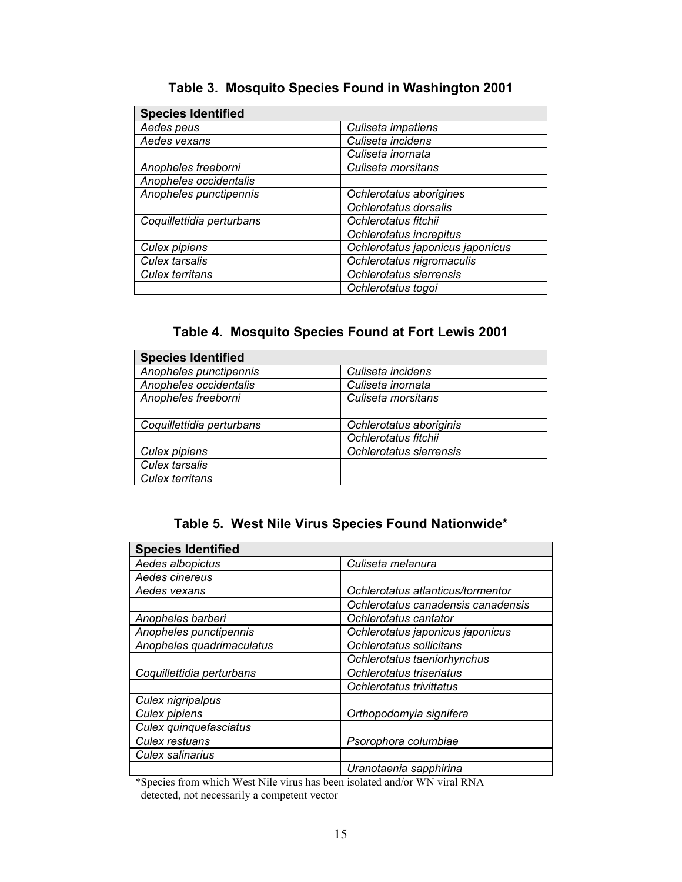## Table 3. Mosquito Species Found in Washington 2001

| Species Identified | |
|---|---|
| *Aedes peus* | *Culiseta impatiens* |
| *Aedes vexans* | *Culiseta incidens* |
| | *Culiseta inornata* |
| *Anopheles freeborni* | *Culiseta morsitans* |
| *Anopheles occidentalis* | |
| *Anopheles punctipennis* | *Ochlerotatus aborigines* |
| | *Ochlerotatus dorsalis* |
| *Coquillettidia perturbans* | *Ochlerotatus fitchii* |
| | *Ochlerotatus increpitus* |
| *Culex pipiens* | *Ochlerotatus japonicus japonicus* |
| *Culex tarsalis* | *Ochlerotatus nigromaculis* |
| *Culex territans* | *Ochlerotatus sierrensis* |
| | *Ochlerotatus togoi* |

## Table 4. Mosquito Species Found at Fort Lewis 2001

| Species Identified | |
|---|---|
| *Anopheles punctipennis* | *Culiseta incidens* |
| *Anopheles occidentalis* | *Culiseta inornata* |
| *Anopheles freeborni* | *Culiseta morsitans* |
| | |
| *Coquillettidia perturbans* | *Ochlerotatus aboriginis* |
| | *Ochlerotatus fitchii* |
| *Culex pipiens* | *Ochlerotatus sierrensis* |
| *Culex tarsalis* | |
| *Culex territans* | |

## Table 5. West Nile Virus Species Found Nationwide*

| Species Identified | |
|---|---|
| *Aedes albopictus* | *Culiseta melanura* |
| *Aedes cinereus* | |
| *Aedes vexans* | *Ochlerotatus atlanticus/tormentor* |
| | *Ochlerotatus canadensis canadensis* |
| *Anopheles barberi* | *Ochlerotatus cantator* |
| *Anopheles punctipennis* | *Ochlerotatus japonicus japonicus* |
| *Anopheles quadrimaculatus* | *Ochlerotatus sollicitans* |
| | *Ochlerotatus taeniorhynchus* |
| *Coquillettidia perturbans* | *Ochlerotatus triseriatus* |
| | *Ochlerotatus trivittatus* |
| *Culex nigripalpus* | |
| *Culex pipiens* | *Orthopodomyia signifera* |
| *Culex quinquefasciatus* | |
| *Culex restuans* | *Psorophora columbiae* |
| *Culex salinarius* | |
| | *Uranotaenia sapphirina* |

*Species from which West Nile virus has been isolated and/or WN viral RNA detected, not necessarily a competent vector